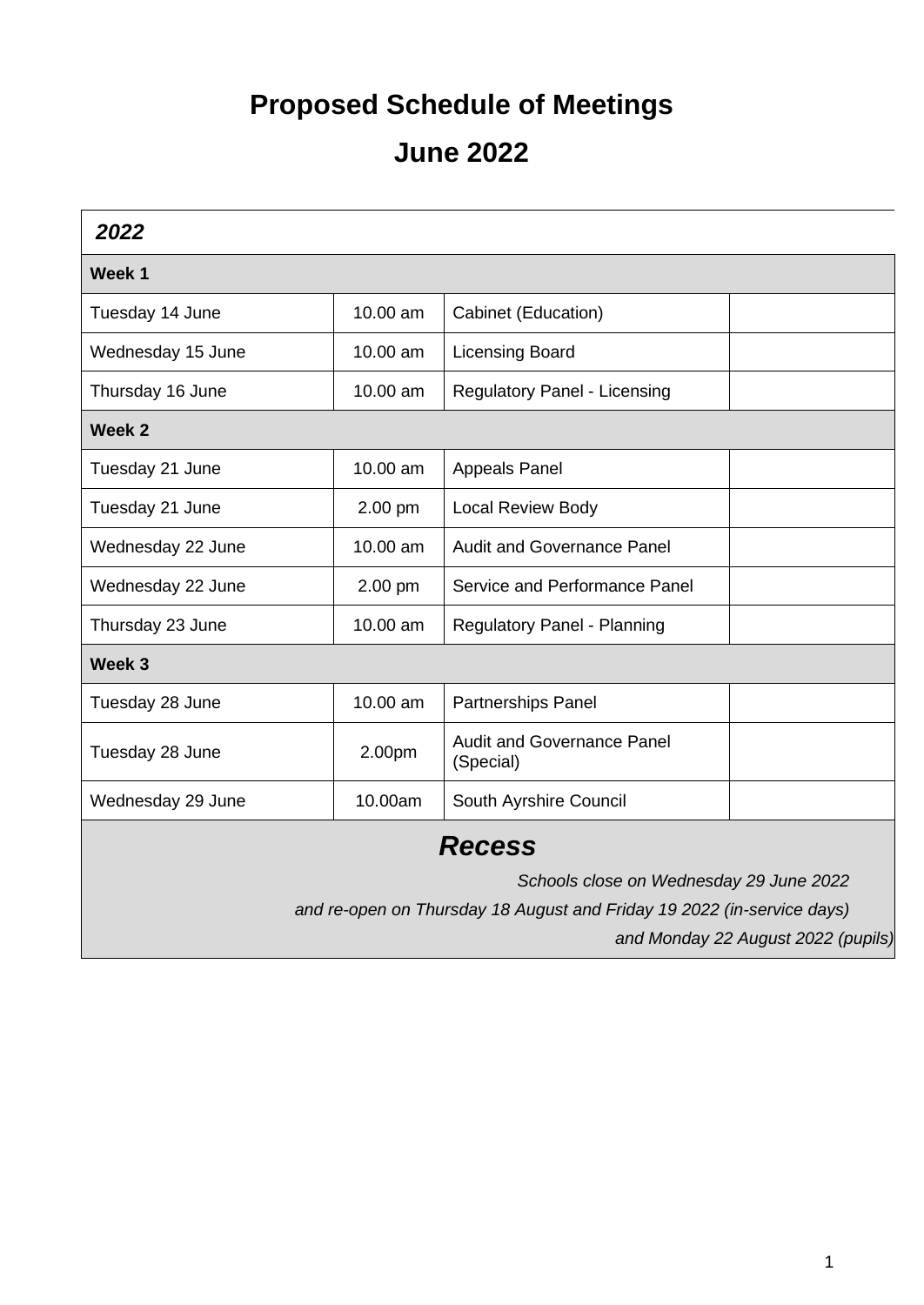# Proposed Schedule of Meetings

# June 2022

| *2022* | | | |
|---|---|---|---|
| **Week 1** | | | |
| Tuesday 14 June | 10.00 am | Cabinet (Education) | |
| Wednesday 15 June | 10.00 am | Licensing Board | |
| Thursday 16 June | 10.00 am | Regulatory Panel - Licensing | |
| **Week 2** | | | |
| Tuesday 21 June | 10.00 am | Appeals Panel | |
| Tuesday 21 June | 2.00 pm | Local Review Body | |
| Wednesday 22 June | 10.00 am | Audit and Governance Panel | |
| Wednesday 22 June | 2.00 pm | Service and Performance Panel | |
| Thursday 23 June | 10.00 am | Regulatory Panel - Planning | |
| **Week 3** | | | |
| Tuesday 28 June | 10.00 am | Partnerships Panel | |
| Tuesday 28 June | 2.00pm | Audit and Governance Panel (Special) | |
| Wednesday 29 June | 10.00am | South Ayrshire Council | |
| ***Recess*** *Schools close on Wednesday 29 June 2022 and re-open on Thursday 18 August and Friday 19 2022 (in-service days) and Monday 22 August 2022 (pupils)* | | | |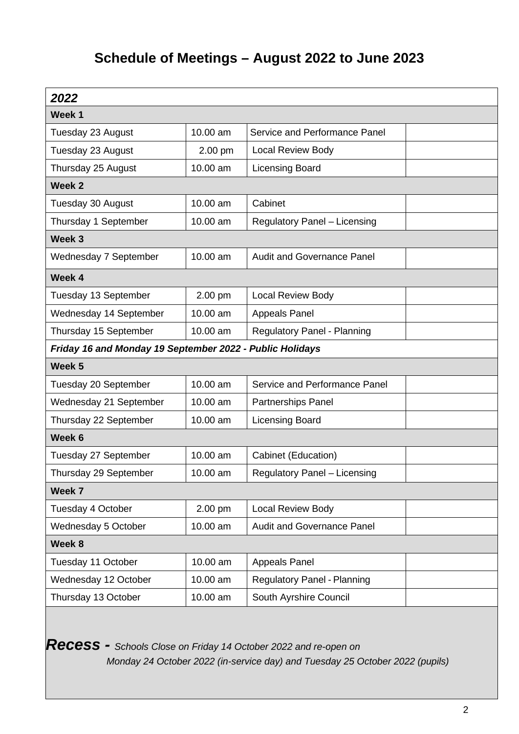# Schedule of Meetings – August 2022 to June 2023

| ***2022*** | | | |
|---|---|---|---|
| **Week 1** | | | |
| Tuesday 23 August | 10.00 am | Service and Performance Panel | |
| Tuesday 23 August | 2.00 pm | Local Review Body | |
| Thursday 25 August | 10.00 am | Licensing Board | |
| **Week 2** | | | |
| Tuesday 30 August | 10.00 am | Cabinet | |
| Thursday 1 September | 10.00 am | Regulatory Panel – Licensing | |
| **Week 3** | | | |
| Wednesday 7 September | 10.00 am | Audit and Governance Panel | |
| **Week 4** | | | |
| Tuesday 13 September | 2.00 pm | Local Review Body | |
| Wednesday 14 September | 10.00 am | Appeals Panel | |
| Thursday 15 September | 10.00 am | Regulatory Panel - Planning | |
| ***Friday 16 and Monday 19 September 2022 - Public Holidays*** | | | |
| **Week 5** | | | |
| Tuesday 20 September | 10.00 am | Service and Performance Panel | |
| Wednesday 21 September | 10.00 am | Partnerships Panel | |
| Thursday 22 September | 10.00 am | Licensing Board | |
| **Week 6** | | | |
| Tuesday 27 September | 10.00 am | Cabinet (Education) | |
| Thursday 29 September | 10.00 am | Regulatory Panel – Licensing | |
| **Week 7** | | | |
| Tuesday 4 October | 2.00 pm | Local Review Body | |
| Wednesday 5 October | 10.00 am | Audit and Governance Panel | |
| **Week 8** | | | |
| Tuesday 11 October | 10.00 am | Appeals Panel | |
| Wednesday 12 October | 10.00 am | Regulatory Panel - Planning | |
| Thursday 13 October | 10.00 am | South Ayrshire Council | |

***Recess -*** *Schools Close on Friday 14 October 2022 and re-open on Monday 24 October 2022 (in-service day) and Tuesday 25 October 2022 (pupils)*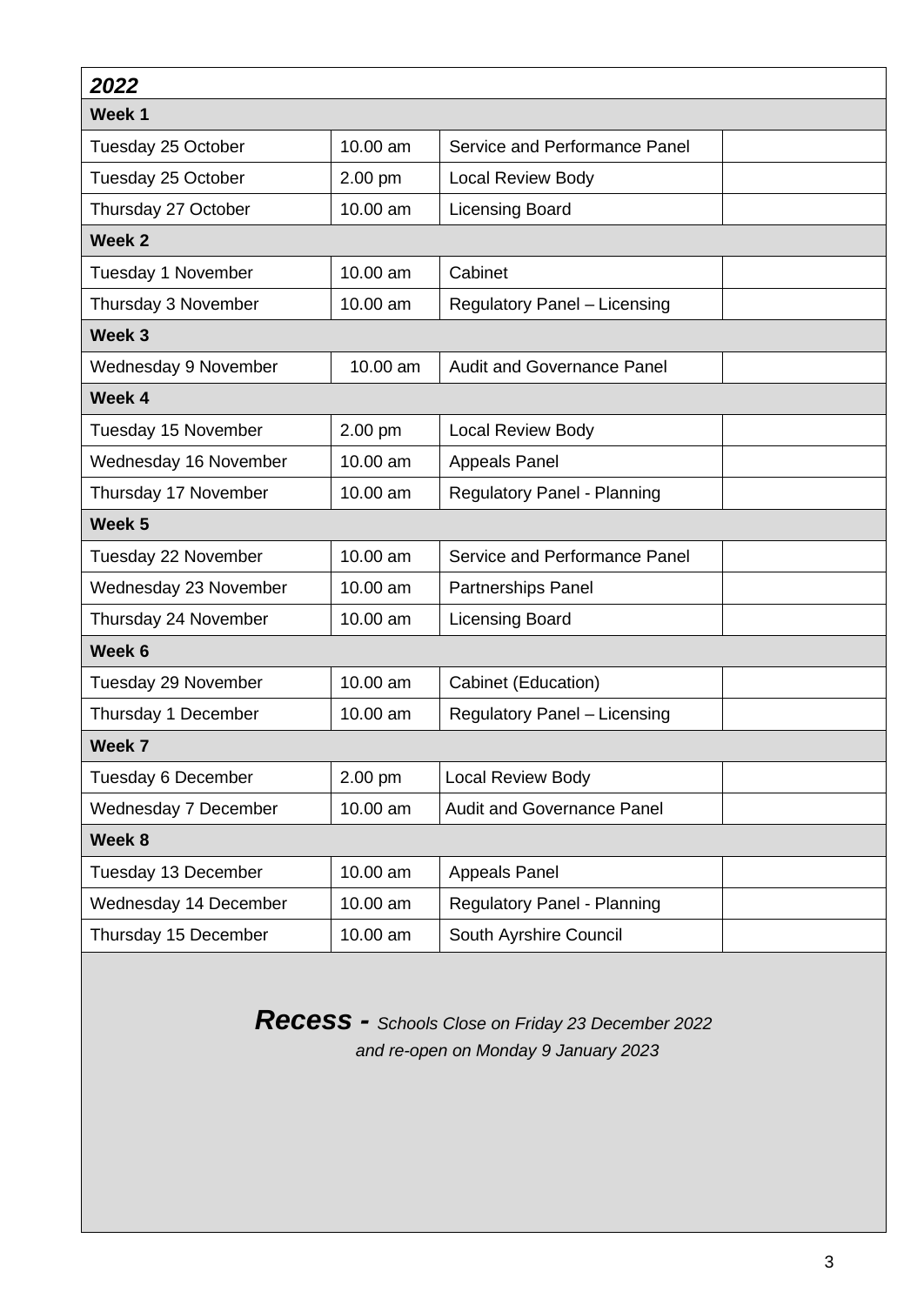| *2022* | | | |
|---|---|---|---|
| **Week 1** | | | |
| Tuesday 25 October | 10.00 am | Service and Performance Panel | |
| Tuesday 25 October | 2.00 pm | Local Review Body | |
| Thursday 27 October | 10.00 am | Licensing Board | |
| **Week 2** | | | |
| Tuesday 1 November | 10.00 am | Cabinet | |
| Thursday 3 November | 10.00 am | Regulatory Panel – Licensing | |
| **Week 3** | | | |
| Wednesday 9 November | 10.00 am | Audit and Governance Panel | |
| **Week 4** | | | |
| Tuesday 15 November | 2.00 pm | Local Review Body | |
| Wednesday 16 November | 10.00 am | Appeals Panel | |
| Thursday 17 November | 10.00 am | Regulatory Panel - Planning | |
| **Week 5** | | | |
| Tuesday 22 November | 10.00 am | Service and Performance Panel | |
| Wednesday 23 November | 10.00 am | Partnerships Panel | |
| Thursday 24 November | 10.00 am | Licensing Board | |
| **Week 6** | | | |
| Tuesday 29 November | 10.00 am | Cabinet (Education) | |
| Thursday 1 December | 10.00 am | Regulatory Panel – Licensing | |
| **Week 7** | | | |
| Tuesday 6 December | 2.00 pm | Local Review Body | |
| Wednesday 7 December | 10.00 am | Audit and Governance Panel | |
| **Week 8** | | | |
| Tuesday 13 December | 10.00 am | Appeals Panel | |
| Wednesday 14 December | 10.00 am | Regulatory Panel - Planning | |
| Thursday 15 December | 10.00 am | South Ayrshire Council | |

***Recess -*** *Schools Close on Friday 23 December 2022 and re-open on Monday 9 January 2023*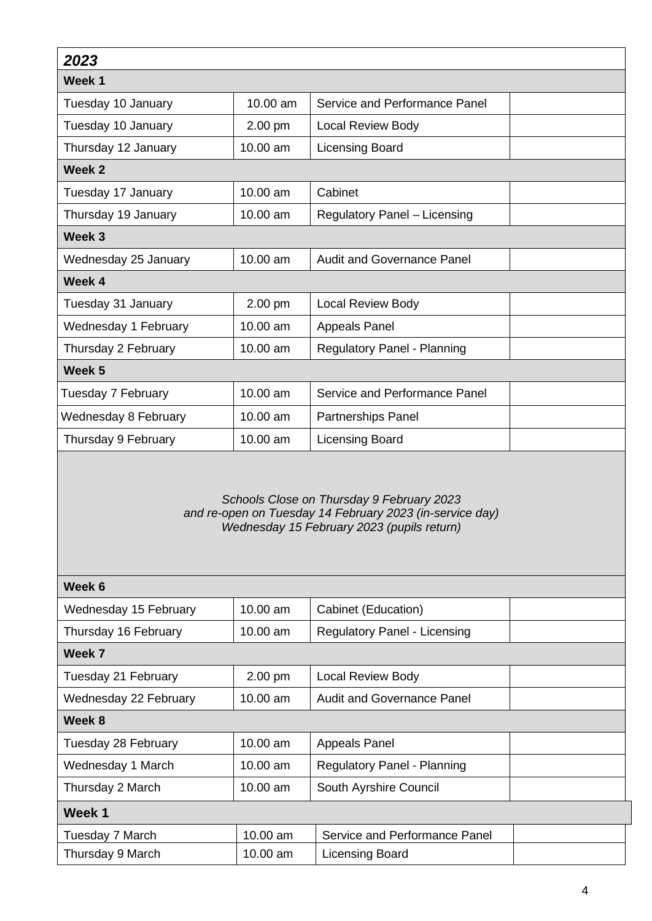| 2023 | | | |
|---|---|---|---|
| **Week 1** | | | |
| Tuesday 10 January | 10.00 am | Service and Performance Panel | |
| Tuesday 10 January | 2.00 pm | Local Review Body | |
| Thursday 12 January | 10.00 am | Licensing Board | |
| **Week 2** | | | |
| Tuesday 17 January | 10.00 am | Cabinet | |
| Thursday 19 January | 10.00 am | Regulatory Panel – Licensing | |
| **Week 3** | | | |
| Wednesday 25 January | 10.00 am | Audit and Governance Panel | |
| **Week 4** | | | |
| Tuesday 31 January | 2.00 pm | Local Review Body | |
| Wednesday 1 February | 10.00 am | Appeals Panel | |
| Thursday 2 February | 10.00 am | Regulatory Panel - Planning | |
| **Week 5** | | | |
| Tuesday 7 February | 10.00 am | Service and Performance Panel | |
| Wednesday 8 February | 10.00 am | Partnerships Panel | |
| Thursday 9 February | 10.00 am | Licensing Board | |
| *Schools Close on Thursday 9 February 2023 and re-open on Tuesday 14 February 2023 (in-service day) Wednesday 15 February 2023 (pupils return)* | | | |
| **Week 6** | | | |
| Wednesday 15 February | 10.00 am | Cabinet (Education) | |
| Thursday 16 February | 10.00 am | Regulatory Panel - Licensing | |
| **Week 7** | | | |
| Tuesday 21 February | 2.00 pm | Local Review Body | |
| Wednesday 22 February | 10.00 am | Audit and Governance Panel | |
| **Week 8** | | | |
| Tuesday 28 February | 10.00 am | Appeals Panel | |
| Wednesday 1 March | 10.00 am | Regulatory Panel - Planning | |
| Thursday 2 March | 10.00 am | South Ayrshire Council | |
| **Week 1** | | | |
| Tuesday 7 March | 10.00 am | Service and Performance Panel | |
| Thursday 9 March | 10.00 am | Licensing Board | |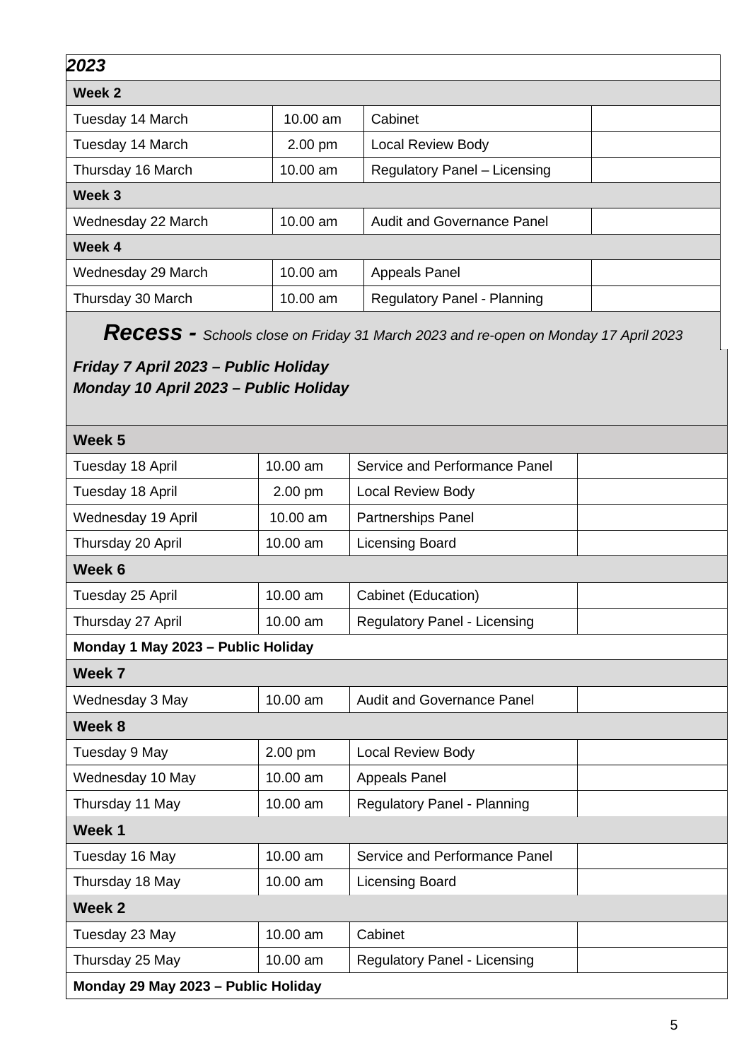| *2023* | | | |
|---|---|---|---|
| **Week 2** | | | |
| Tuesday 14 March | 10.00 am | Cabinet | |
| Tuesday 14 March | 2.00 pm | Local Review Body | |
| Thursday 16 March | 10.00 am | Regulatory Panel – Licensing | |
| **Week 3** | | | |
| Wednesday 22 March | 10.00 am | Audit and Governance Panel | |
| **Week 4** | | | |
| Wednesday 29 March | 10.00 am | Appeals Panel | |
| Thursday 30 March | 10.00 am | Regulatory Panel - Planning | |
| ***Recess -*** *Schools close on Friday 31 March 2023 and re-open on Monday 17 April 2023* ***Friday 7 April 2023 – Public Holiday*** ***Monday 10 April 2023 – Public Holiday*** | | | |
| **Week 5** | | | |
| Tuesday 18 April | 10.00 am | Service and Performance Panel | |
| Tuesday 18 April | 2.00 pm | Local Review Body | |
| Wednesday 19 April | 10.00 am | Partnerships Panel | |
| Thursday 20 April | 10.00 am | Licensing Board | |
| **Week 6** | | | |
| Tuesday 25 April | 10.00 am | Cabinet (Education) | |
| Thursday 27 April | 10.00 am | Regulatory Panel - Licensing | |
| **Monday 1 May 2023 – Public Holiday** | | | |
| **Week 7** | | | |
| Wednesday 3 May | 10.00 am | Audit and Governance Panel | |
| **Week 8** | | | |
| Tuesday 9 May | 2.00 pm | Local Review Body | |
| Wednesday 10 May | 10.00 am | Appeals Panel | |
| Thursday 11 May | 10.00 am | Regulatory Panel - Planning | |
| **Week 1** | | | |
| Tuesday 16 May | 10.00 am | Service and Performance Panel | |
| Thursday 18 May | 10.00 am | Licensing Board | |
| **Week 2** | | | |
| Tuesday 23 May | 10.00 am | Cabinet | |
| Thursday 25 May | 10.00 am | Regulatory Panel - Licensing | |
| **Monday 29 May 2023 – Public Holiday** | | | |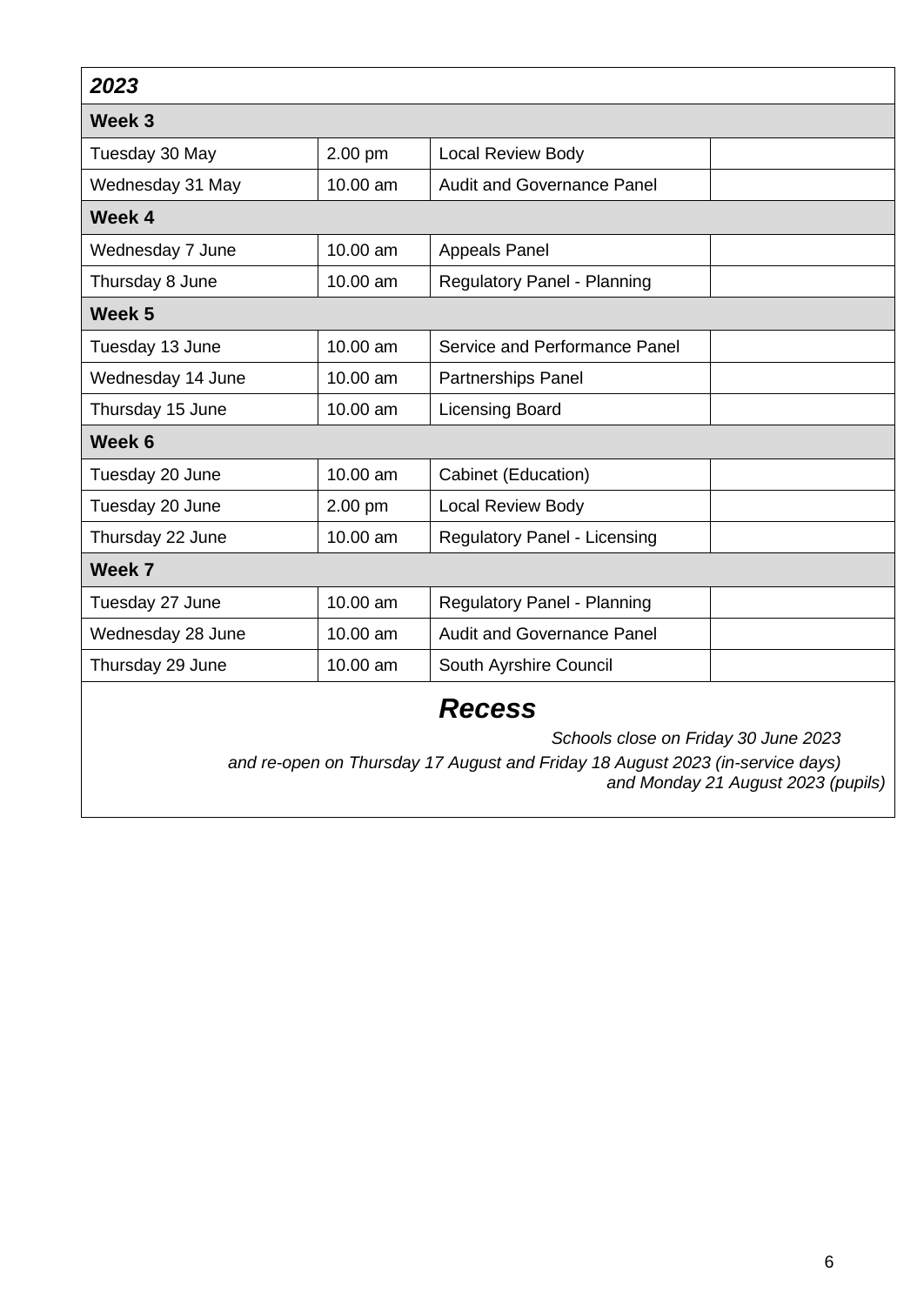| 2023 | | | |
|---|---|---|---|
| **Week 3** | | | |
| Tuesday 30 May | 2.00 pm | Local Review Body | |
| Wednesday 31 May | 10.00 am | Audit and Governance Panel | |
| **Week 4** | | | |
| Wednesday 7 June | 10.00 am | Appeals Panel | |
| Thursday 8 June | 10.00 am | Regulatory Panel - Planning | |
| **Week 5** | | | |
| Tuesday 13 June | 10.00 am | Service and Performance Panel | |
| Wednesday 14 June | 10.00 am | Partnerships Panel | |
| Thursday 15 June | 10.00 am | Licensing Board | |
| **Week 6** | | | |
| Tuesday 20 June | 10.00 am | Cabinet (Education) | |
| Tuesday 20 June | 2.00 pm | Local Review Body | |
| Thursday 22 June | 10.00 am | Regulatory Panel - Licensing | |
| **Week 7** | | | |
| Tuesday 27 June | 10.00 am | Regulatory Panel - Planning | |
| Wednesday 28 June | 10.00 am | Audit and Governance Panel | |
| Thursday 29 June | 10.00 am | South Ayrshire Council | |

## ***Recess***

*Schools close on Friday 30 June 2023*
*and re-open on Thursday 17 August and Friday 18 August 2023 (in-service days)*
*and Monday 21 August 2023 (pupils)*